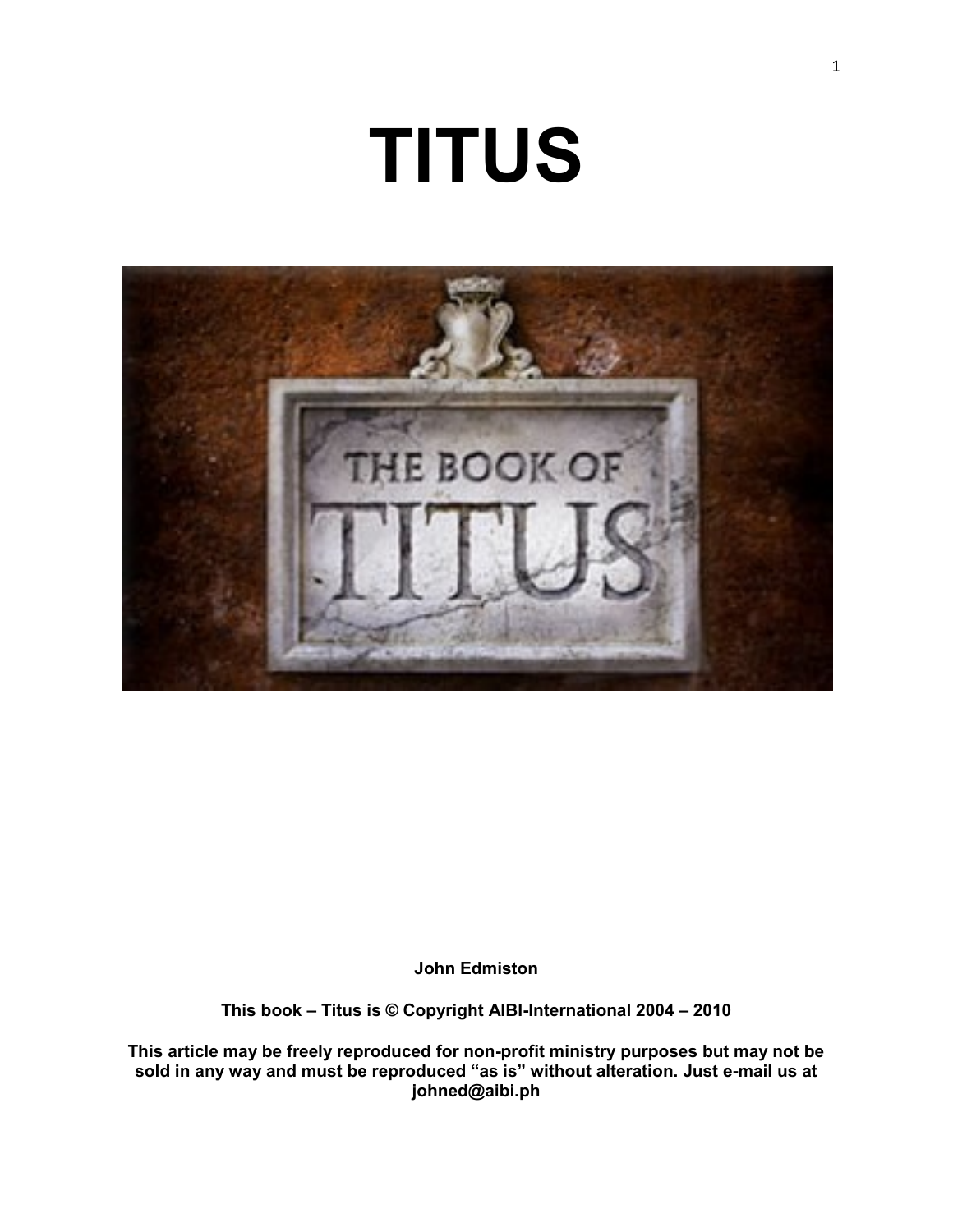# TITUS

**John Edmiston**

**This book – Titus is © Copyright AIBI-International 2004 – 2010**

**This article may be freely reproduced for non-profit ministry purposes but may not be sold in any way and must be reproduced "as is" without alteration. Just e-mail us at johned@aibi.ph**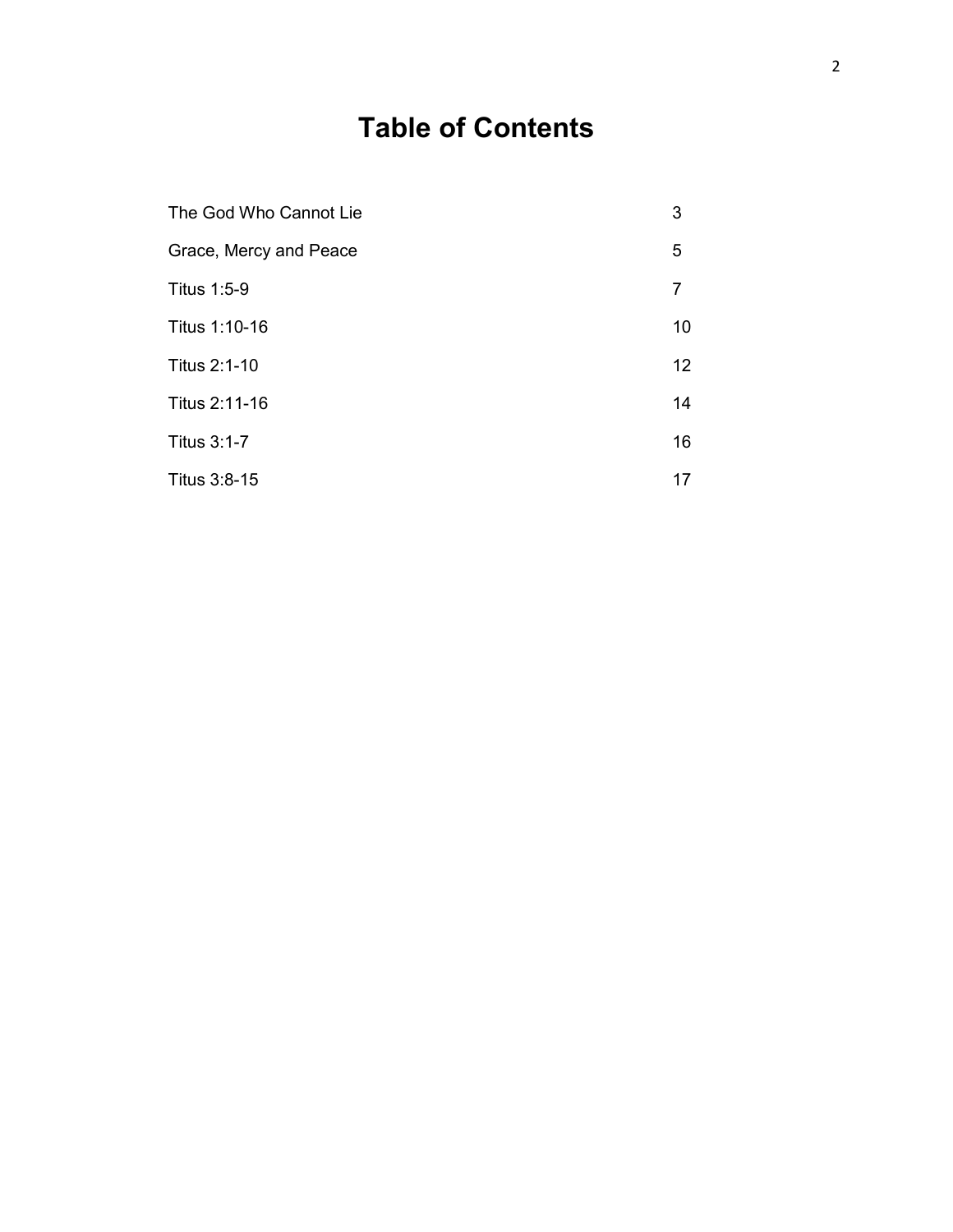# Table of Contents

| | |
|---|---|
| The God Who Cannot Lie | 3 |
| Grace, Mercy and Peace | 5 |
| Titus 1:5-9 | 7 |
| Titus 1:10-16 | 10 |
| Titus 2:1-10 | 12 |
| Titus 2:11-16 | 14 |
| Titus 3:1-7 | 16 |
| Titus 3:8-15 | 17 |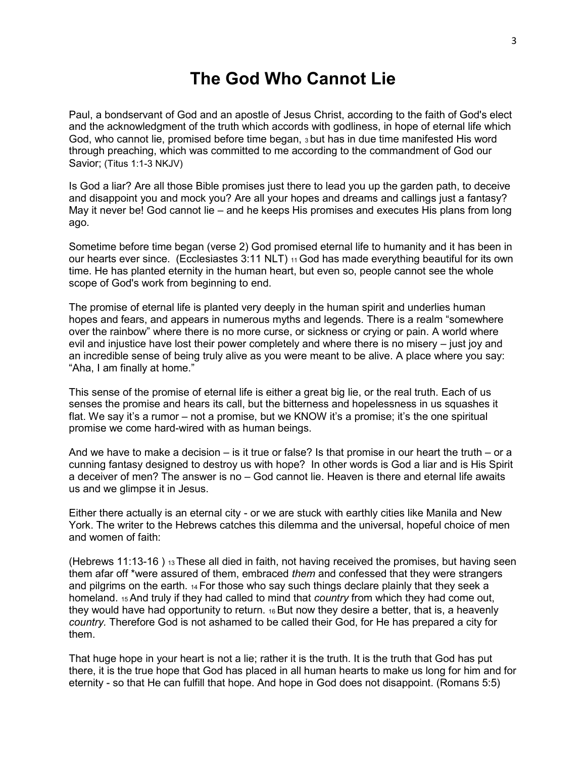# The God Who Cannot Lie

Paul, a bondservant of God and an apostle of Jesus Christ, according to the faith of God's elect and the acknowledgment of the truth which accords with godliness, in hope of eternal life which God, who cannot lie, promised before time began, 3 but has in due time manifested His word through preaching, which was committed to me according to the commandment of God our Savior; (Titus 1:1-3 NKJV)

Is God a liar? Are all those Bible promises just there to lead you up the garden path, to deceive and disappoint you and mock you? Are all your hopes and dreams and callings just a fantasy? May it never be! God cannot lie – and he keeps His promises and executes His plans from long ago.

Sometime before time began (verse 2) God promised eternal life to humanity and it has been in our hearts ever since. (Ecclesiastes 3:11 NLT) 11 God has made everything beautiful for its own time. He has planted eternity in the human heart, but even so, people cannot see the whole scope of God's work from beginning to end.

The promise of eternal life is planted very deeply in the human spirit and underlies human hopes and fears, and appears in numerous myths and legends. There is a realm "somewhere over the rainbow" where there is no more curse, or sickness or crying or pain. A world where evil and injustice have lost their power completely and where there is no misery – just joy and an incredible sense of being truly alive as you were meant to be alive. A place where you say: "Aha, I am finally at home."

This sense of the promise of eternal life is either a great big lie, or the real truth. Each of us senses the promise and hears its call, but the bitterness and hopelessness in us squashes it flat. We say it's a rumor – not a promise, but we KNOW it's a promise; it's the one spiritual promise we come hard-wired with as human beings.

And we have to make a decision – is it true or false? Is that promise in our heart the truth – or a cunning fantasy designed to destroy us with hope? In other words is God a liar and is His Spirit a deceiver of men? The answer is no – God cannot lie. Heaven is there and eternal life awaits us and we glimpse it in Jesus.

Either there actually is an eternal city - or we are stuck with earthly cities like Manila and New York. The writer to the Hebrews catches this dilemma and the universal, hopeful choice of men and women of faith:

(Hebrews 11:13-16 ) 13 These all died in faith, not having received the promises, but having seen them afar off *were assured of them, embraced *them* and confessed that they were strangers and pilgrims on the earth. 14 For those who say such things declare plainly that they seek a homeland. 15 And truly if they had called to mind that *country* from which they had come out, they would have had opportunity to return. 16 But now they desire a better, that is, a heavenly *country.* Therefore God is not ashamed to be called their God, for He has prepared a city for them.

That huge hope in your heart is not a lie; rather it is the truth. It is the truth that God has put there, it is the true hope that God has placed in all human hearts to make us long for him and for eternity - so that He can fulfill that hope. And hope in God does not disappoint. (Romans 5:5)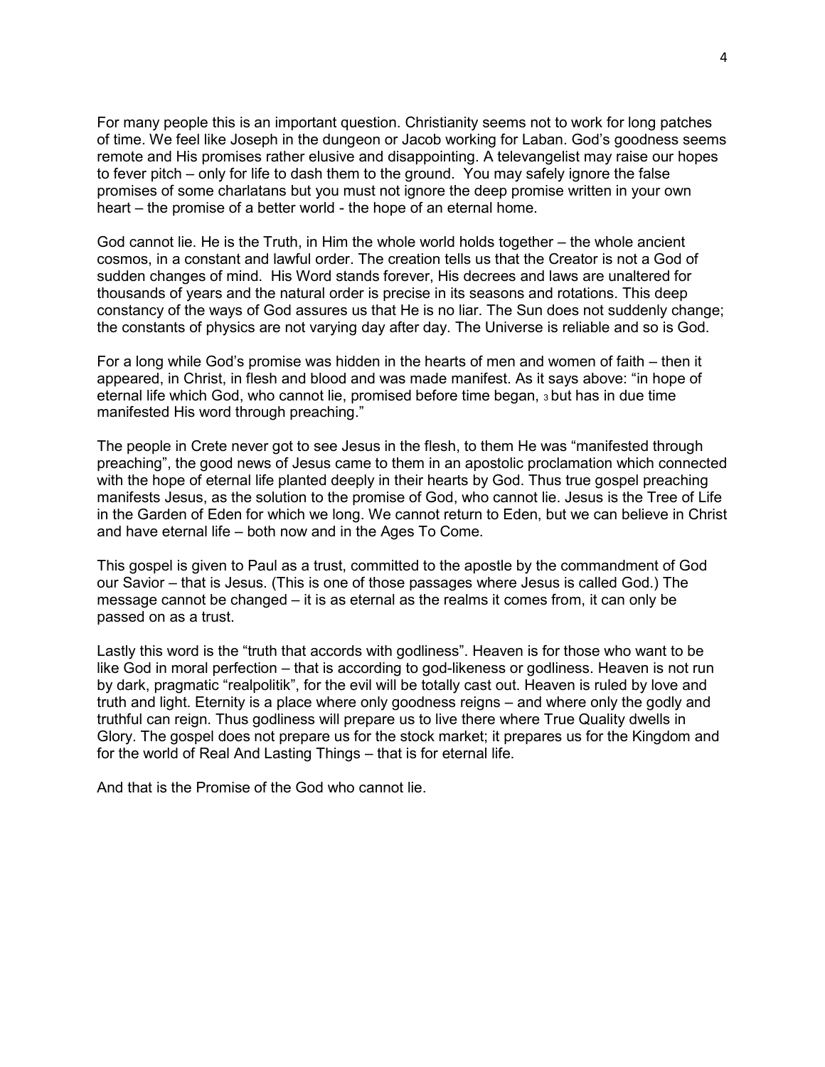For many people this is an important question. Christianity seems not to work for long patches of time. We feel like Joseph in the dungeon or Jacob working for Laban. God's goodness seems remote and His promises rather elusive and disappointing. A televangelist may raise our hopes to fever pitch – only for life to dash them to the ground. You may safely ignore the false promises of some charlatans but you must not ignore the deep promise written in your own heart – the promise of a better world - the hope of an eternal home.

God cannot lie. He is the Truth, in Him the whole world holds together – the whole ancient cosmos, in a constant and lawful order. The creation tells us that the Creator is not a God of sudden changes of mind. His Word stands forever, His decrees and laws are unaltered for thousands of years and the natural order is precise in its seasons and rotations. This deep constancy of the ways of God assures us that He is no liar. The Sun does not suddenly change; the constants of physics are not varying day after day. The Universe is reliable and so is God.

For a long while God's promise was hidden in the hearts of men and women of faith – then it appeared, in Christ, in flesh and blood and was made manifest. As it says above: "in hope of eternal life which God, who cannot lie, promised before time began, 3 but has in due time manifested His word through preaching."

The people in Crete never got to see Jesus in the flesh, to them He was "manifested through preaching", the good news of Jesus came to them in an apostolic proclamation which connected with the hope of eternal life planted deeply in their hearts by God. Thus true gospel preaching manifests Jesus, as the solution to the promise of God, who cannot lie. Jesus is the Tree of Life in the Garden of Eden for which we long. We cannot return to Eden, but we can believe in Christ and have eternal life – both now and in the Ages To Come.

This gospel is given to Paul as a trust, committed to the apostle by the commandment of God our Savior – that is Jesus. (This is one of those passages where Jesus is called God.) The message cannot be changed – it is as eternal as the realms it comes from, it can only be passed on as a trust.

Lastly this word is the "truth that accords with godliness". Heaven is for those who want to be like God in moral perfection – that is according to god-likeness or godliness. Heaven is not run by dark, pragmatic "realpolitik", for the evil will be totally cast out. Heaven is ruled by love and truth and light. Eternity is a place where only goodness reigns – and where only the godly and truthful can reign. Thus godliness will prepare us to live there where True Quality dwells in Glory. The gospel does not prepare us for the stock market; it prepares us for the Kingdom and for the world of Real And Lasting Things – that is for eternal life.

And that is the Promise of the God who cannot lie.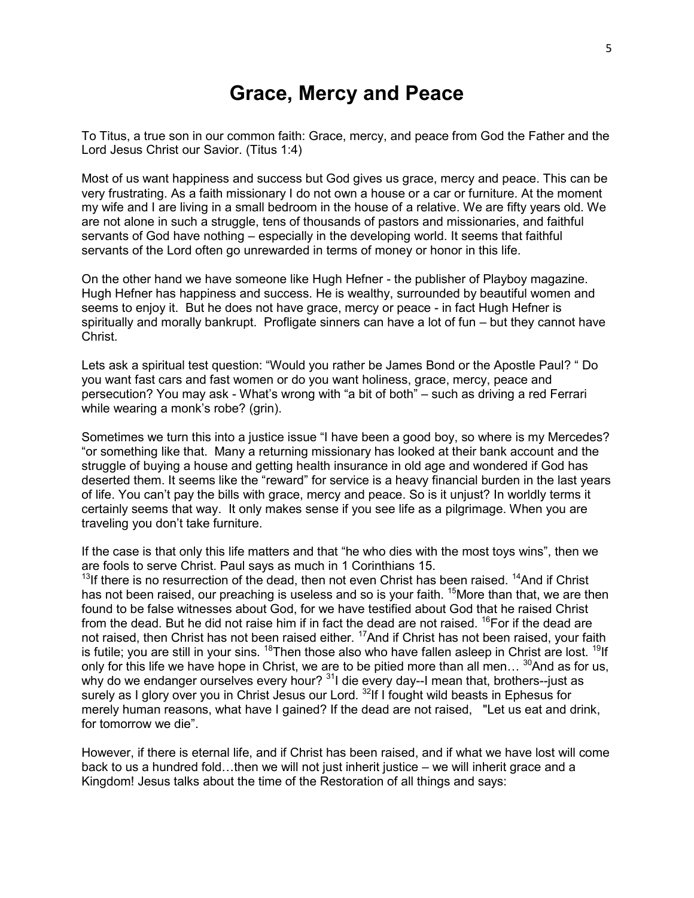# Grace, Mercy and Peace

To Titus, a true son in our common faith: Grace, mercy, and peace from God the Father and the Lord Jesus Christ our Savior. (Titus 1:4)

Most of us want happiness and success but God gives us grace, mercy and peace. This can be very frustrating. As a faith missionary I do not own a house or a car or furniture. At the moment my wife and I are living in a small bedroom in the house of a relative. We are fifty years old. We are not alone in such a struggle, tens of thousands of pastors and missionaries, and faithful servants of God have nothing – especially in the developing world. It seems that faithful servants of the Lord often go unrewarded in terms of money or honor in this life.

On the other hand we have someone like Hugh Hefner - the publisher of Playboy magazine. Hugh Hefner has happiness and success. He is wealthy, surrounded by beautiful women and seems to enjoy it. But he does not have grace, mercy or peace - in fact Hugh Hefner is spiritually and morally bankrupt. Profligate sinners can have a lot of fun – but they cannot have Christ.

Lets ask a spiritual test question: "Would you rather be James Bond or the Apostle Paul? " Do you want fast cars and fast women or do you want holiness, grace, mercy, peace and persecution? You may ask - What's wrong with "a bit of both" – such as driving a red Ferrari while wearing a monk's robe? (grin).

Sometimes we turn this into a justice issue "I have been a good boy, so where is my Mercedes? "or something like that. Many a returning missionary has looked at their bank account and the struggle of buying a house and getting health insurance in old age and wondered if God has deserted them. It seems like the "reward" for service is a heavy financial burden in the last years of life. You can't pay the bills with grace, mercy and peace. So is it unjust? In worldly terms it certainly seems that way. It only makes sense if you see life as a pilgrimage. When you are traveling you don't take furniture.

If the case is that only this life matters and that "he who dies with the most toys wins", then we are fools to serve Christ. Paul says as much in 1 Corinthians 15.
[13]If there is no resurrection of the dead, then not even Christ has been raised. [14]And if Christ has not been raised, our preaching is useless and so is your faith. [15]More than that, we are then found to be false witnesses about God, for we have testified about God that he raised Christ from the dead. But he did not raise him if in fact the dead are not raised. [16]For if the dead are not raised, then Christ has not been raised either. [17]And if Christ has not been raised, your faith is futile; you are still in your sins. [18]Then those also who have fallen asleep in Christ are lost. [19]If only for this life we have hope in Christ, we are to be pitied more than all men… [30]And as for us, why do we endanger ourselves every hour? [31]I die every day--I mean that, brothers--just as surely as I glory over you in Christ Jesus our Lord. [32]If I fought wild beasts in Ephesus for merely human reasons, what have I gained? If the dead are not raised, "Let us eat and drink, for tomorrow we die".

However, if there is eternal life, and if Christ has been raised, and if what we have lost will come back to us a hundred fold…then we will not just inherit justice – we will inherit grace and a Kingdom! Jesus talks about the time of the Restoration of all things and says: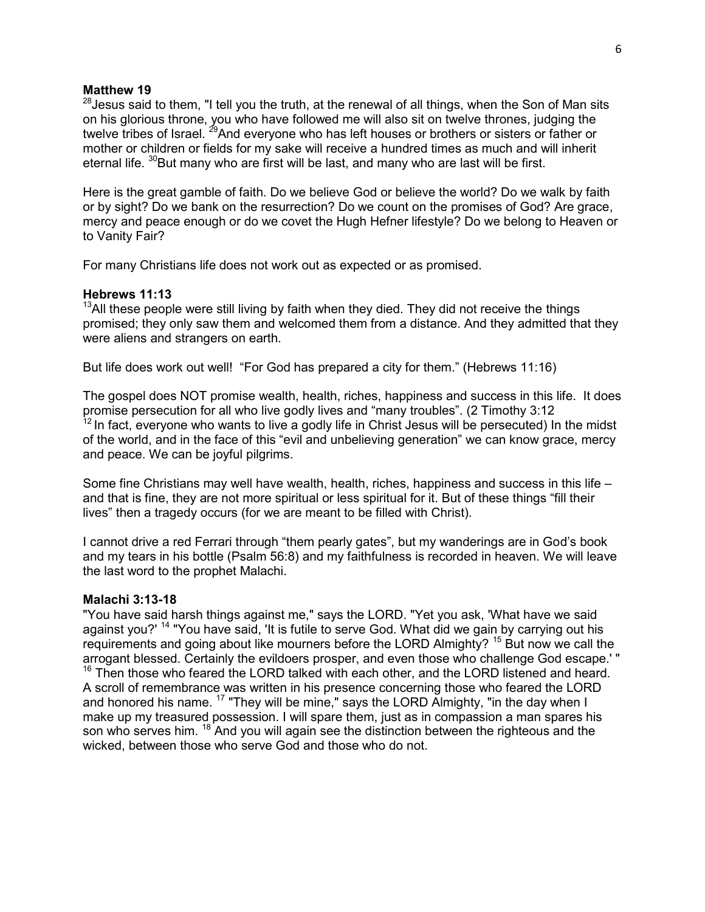**Matthew 19**

[28]Jesus said to them, "I tell you the truth, at the renewal of all things, when the Son of Man sits on his glorious throne, you who have followed me will also sit on twelve thrones, judging the twelve tribes of Israel. [29]And everyone who has left houses or brothers or sisters or father or mother or children or fields for my sake will receive a hundred times as much and will inherit eternal life. [30]But many who are first will be last, and many who are last will be first.

Here is the great gamble of faith. Do we believe God or believe the world? Do we walk by faith or by sight? Do we bank on the resurrection? Do we count on the promises of God? Are grace, mercy and peace enough or do we covet the Hugh Hefner lifestyle? Do we belong to Heaven or to Vanity Fair?

For many Christians life does not work out as expected or as promised.

**Hebrews 11:13**

[13]All these people were still living by faith when they died. They did not receive the things promised; they only saw them and welcomed them from a distance. And they admitted that they were aliens and strangers on earth.

But life does work out well! "For God has prepared a city for them." (Hebrews 11:16)

The gospel does NOT promise wealth, health, riches, happiness and success in this life. It does promise persecution for all who live godly lives and "many troubles". (2 Timothy 3:12 [12] In fact, everyone who wants to live a godly life in Christ Jesus will be persecuted) In the midst of the world, and in the face of this "evil and unbelieving generation" we can know grace, mercy and peace. We can be joyful pilgrims.

Some fine Christians may well have wealth, health, riches, happiness and success in this life – and that is fine, they are not more spiritual or less spiritual for it. But of these things "fill their lives" then a tragedy occurs (for we are meant to be filled with Christ).

I cannot drive a red Ferrari through "them pearly gates", but my wanderings are in God's book and my tears in his bottle (Psalm 56:8) and my faithfulness is recorded in heaven. We will leave the last word to the prophet Malachi.

**Malachi 3:13-18**

"You have said harsh things against me," says the LORD. "Yet you ask, 'What have we said against you?' [14] "You have said, 'It is futile to serve God. What did we gain by carrying out his requirements and going about like mourners before the LORD Almighty? [15] But now we call the arrogant blessed. Certainly the evildoers prosper, and even those who challenge God escape.' " [16] Then those who feared the LORD talked with each other, and the LORD listened and heard. A scroll of remembrance was written in his presence concerning those who feared the LORD and honored his name. [17] "They will be mine," says the LORD Almighty, "in the day when I make up my treasured possession. I will spare them, just as in compassion a man spares his son who serves him. [18] And you will again see the distinction between the righteous and the wicked, between those who serve God and those who do not.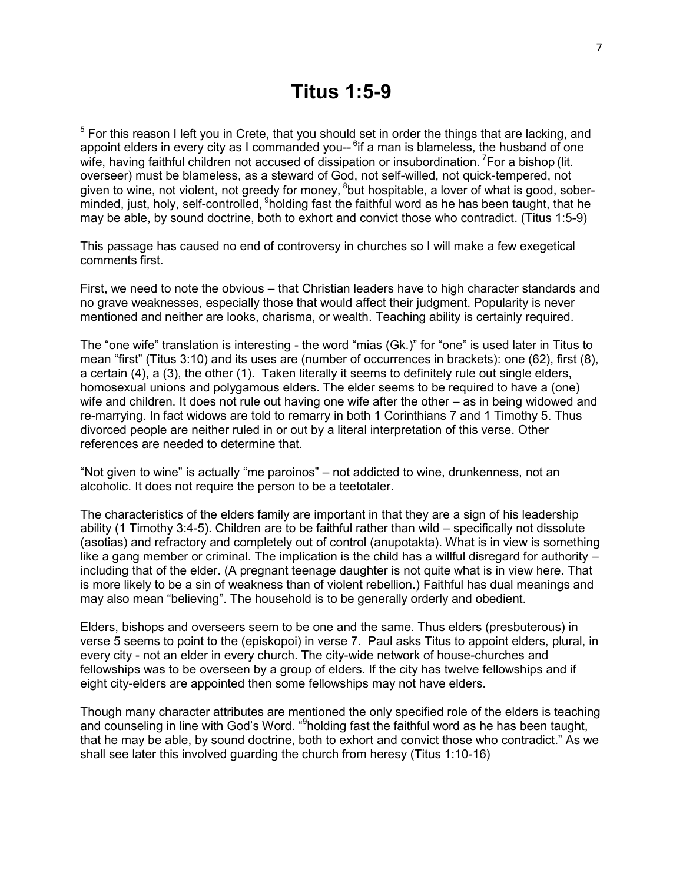# Titus 1:5-9

[5] For this reason I left you in Crete, that you should set in order the things that are lacking, and appoint elders in every city as I commanded you-- [6]if a man is blameless, the husband of one wife, having faithful children not accused of dissipation or insubordination. [7]For a bishop (lit. overseer) must be blameless, as a steward of God, not self-willed, not quick-tempered, not given to wine, not violent, not greedy for money, [8]but hospitable, a lover of what is good, sober-minded, just, holy, self-controlled, [9]holding fast the faithful word as he has been taught, that he may be able, by sound doctrine, both to exhort and convict those who contradict. (Titus 1:5-9)

This passage has caused no end of controversy in churches so I will make a few exegetical comments first.

First, we need to note the obvious – that Christian leaders have to high character standards and no grave weaknesses, especially those that would affect their judgment. Popularity is never mentioned and neither are looks, charisma, or wealth. Teaching ability is certainly required.

The "one wife" translation is interesting - the word "mias (Gk.)" for "one" is used later in Titus to mean "first" (Titus 3:10) and its uses are (number of occurrences in brackets): one (62), first (8), a certain (4), a (3), the other (1). Taken literally it seems to definitely rule out single elders, homosexual unions and polygamous elders. The elder seems to be required to have a (one) wife and children. It does not rule out having one wife after the other – as in being widowed and re-marrying. In fact widows are told to remarry in both 1 Corinthians 7 and 1 Timothy 5. Thus divorced people are neither ruled in or out by a literal interpretation of this verse. Other references are needed to determine that.

"Not given to wine" is actually "me paroinos" – not addicted to wine, drunkenness, not an alcoholic. It does not require the person to be a teetotaler.

The characteristics of the elders family are important in that they are a sign of his leadership ability (1 Timothy 3:4-5). Children are to be faithful rather than wild – specifically not dissolute (asotias) and refractory and completely out of control (anupotakta). What is in view is something like a gang member or criminal. The implication is the child has a willful disregard for authority – including that of the elder. (A pregnant teenage daughter is not quite what is in view here. That is more likely to be a sin of weakness than of violent rebellion.) Faithful has dual meanings and may also mean "believing". The household is to be generally orderly and obedient.

Elders, bishops and overseers seem to be one and the same. Thus elders (presbuterous) in verse 5 seems to point to the (episkopoi) in verse 7. Paul asks Titus to appoint elders, plural, in every city - not an elder in every church. The city-wide network of house-churches and fellowships was to be overseen by a group of elders. If the city has twelve fellowships and if eight city-elders are appointed then some fellowships may not have elders.

Though many character attributes are mentioned the only specified role of the elders is teaching and counseling in line with God's Word. "[9]holding fast the faithful word as he has been taught, that he may be able, by sound doctrine, both to exhort and convict those who contradict." As we shall see later this involved guarding the church from heresy (Titus 1:10-16)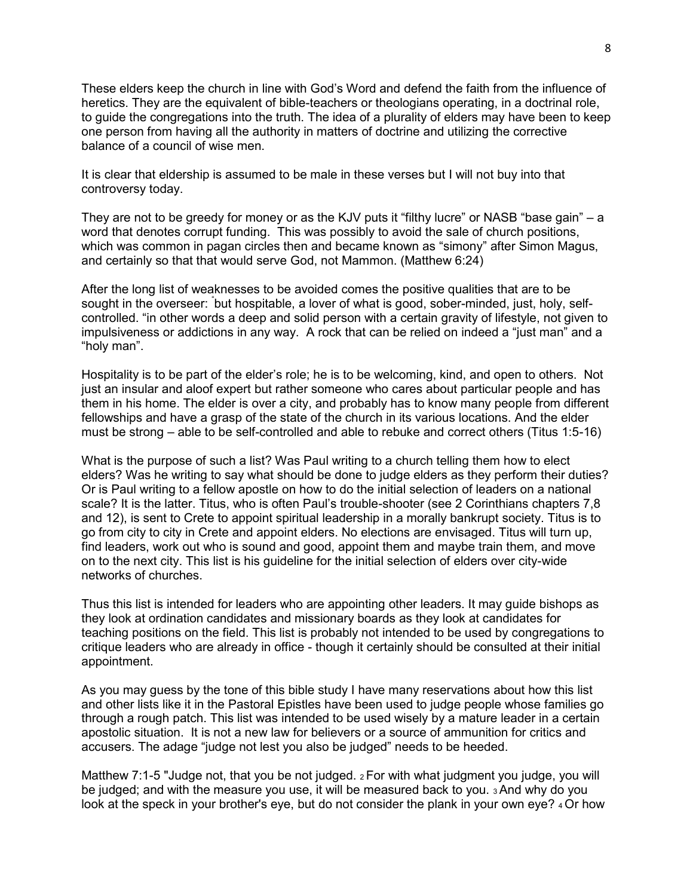These elders keep the church in line with God's Word and defend the faith from the influence of heretics. They are the equivalent of bible-teachers or theologians operating, in a doctrinal role, to guide the congregations into the truth. The idea of a plurality of elders may have been to keep one person from having all the authority in matters of doctrine and utilizing the corrective balance of a council of wise men.

It is clear that eldership is assumed to be male in these verses but I will not buy into that controversy today.

They are not to be greedy for money or as the KJV puts it "filthy lucre" or NASB "base gain" – a word that denotes corrupt funding. This was possibly to avoid the sale of church positions, which was common in pagan circles then and became known as "simony" after Simon Magus, and certainly so that that would serve God, not Mammon. (Matthew 6:24)

After the long list of weaknesses to be avoided comes the positive qualities that are to be sought in the overseer: "but hospitable, a lover of what is good, sober-minded, just, holy, self-controlled. "in other words a deep and solid person with a certain gravity of lifestyle, not given to impulsiveness or addictions in any way. A rock that can be relied on indeed a "just man" and a "holy man".

Hospitality is to be part of the elder's role; he is to be welcoming, kind, and open to others. Not just an insular and aloof expert but rather someone who cares about particular people and has them in his home. The elder is over a city, and probably has to know many people from different fellowships and have a grasp of the state of the church in its various locations. And the elder must be strong – able to be self-controlled and able to rebuke and correct others (Titus 1:5-16)

What is the purpose of such a list? Was Paul writing to a church telling them how to elect elders? Was he writing to say what should be done to judge elders as they perform their duties? Or is Paul writing to a fellow apostle on how to do the initial selection of leaders on a national scale? It is the latter. Titus, who is often Paul's trouble-shooter (see 2 Corinthians chapters 7,8 and 12), is sent to Crete to appoint spiritual leadership in a morally bankrupt society. Titus is to go from city to city in Crete and appoint elders. No elections are envisaged. Titus will turn up, find leaders, work out who is sound and good, appoint them and maybe train them, and move on to the next city. This list is his guideline for the initial selection of elders over city-wide networks of churches.

Thus this list is intended for leaders who are appointing other leaders. It may guide bishops as they look at ordination candidates and missionary boards as they look at candidates for teaching positions on the field. This list is probably not intended to be used by congregations to critique leaders who are already in office - though it certainly should be consulted at their initial appointment.

As you may guess by the tone of this bible study I have many reservations about how this list and other lists like it in the Pastoral Epistles have been used to judge people whose families go through a rough patch. This list was intended to be used wisely by a mature leader in a certain apostolic situation. It is not a new law for believers or a source of ammunition for critics and accusers. The adage "judge not lest you also be judged" needs to be heeded.

Matthew 7:1-5 "Judge not, that you be not judged. 2 For with what judgment you judge, you will be judged; and with the measure you use, it will be measured back to you. 3 And why do you look at the speck in your brother's eye, but do not consider the plank in your own eye? 4 Or how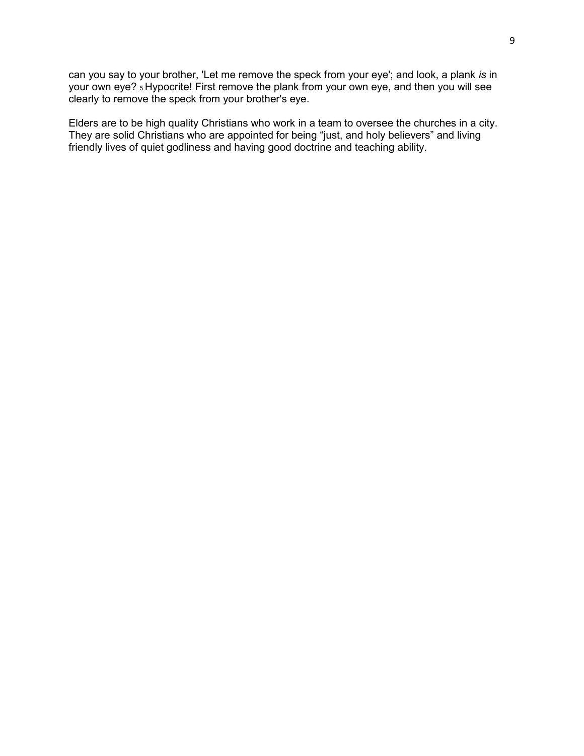can you say to your brother, 'Let me remove the speck from your eye'; and look, a plank *is* in your own eye? 5 Hypocrite! First remove the plank from your own eye, and then you will see clearly to remove the speck from your brother's eye.

Elders are to be high quality Christians who work in a team to oversee the churches in a city. They are solid Christians who are appointed for being "just, and holy believers" and living friendly lives of quiet godliness and having good doctrine and teaching ability.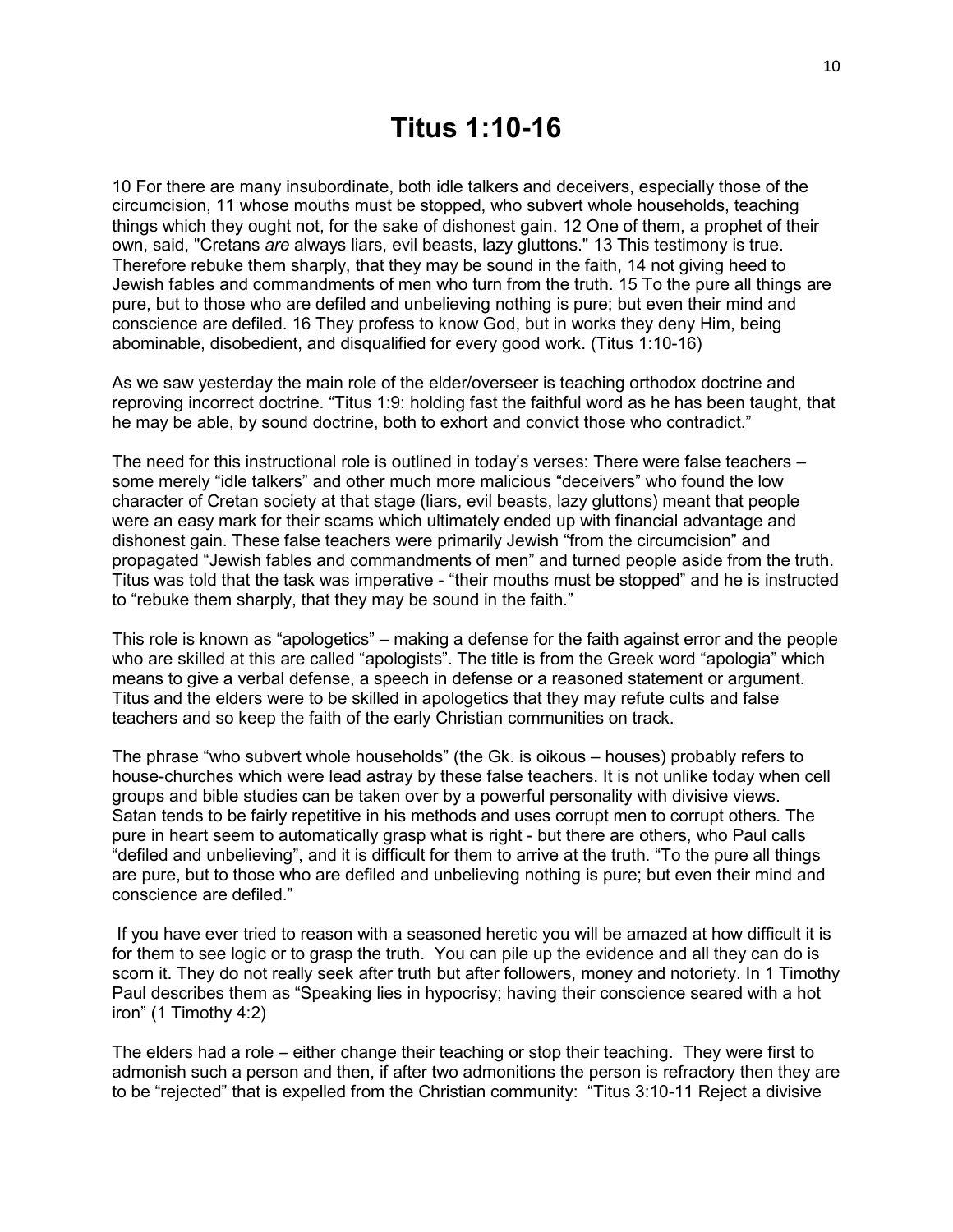# Titus 1:10-16

10 For there are many insubordinate, both idle talkers and deceivers, especially those of the circumcision, 11 whose mouths must be stopped, who subvert whole households, teaching things which they ought not, for the sake of dishonest gain. 12 One of them, a prophet of their own, said, "Cretans *are* always liars, evil beasts, lazy gluttons." 13 This testimony is true. Therefore rebuke them sharply, that they may be sound in the faith, 14 not giving heed to Jewish fables and commandments of men who turn from the truth. 15 To the pure all things are pure, but to those who are defiled and unbelieving nothing is pure; but even their mind and conscience are defiled. 16 They profess to know God, but in works they deny Him, being abominable, disobedient, and disqualified for every good work. (Titus 1:10-16)

As we saw yesterday the main role of the elder/overseer is teaching orthodox doctrine and reproving incorrect doctrine. "Titus 1:9: holding fast the faithful word as he has been taught, that he may be able, by sound doctrine, both to exhort and convict those who contradict."

The need for this instructional role is outlined in today's verses: There were false teachers – some merely "idle talkers" and other much more malicious "deceivers" who found the low character of Cretan society at that stage (liars, evil beasts, lazy gluttons) meant that people were an easy mark for their scams which ultimately ended up with financial advantage and dishonest gain. These false teachers were primarily Jewish "from the circumcision" and propagated "Jewish fables and commandments of men" and turned people aside from the truth. Titus was told that the task was imperative - "their mouths must be stopped" and he is instructed to "rebuke them sharply, that they may be sound in the faith."

This role is known as "apologetics" – making a defense for the faith against error and the people who are skilled at this are called "apologists". The title is from the Greek word "apologia" which means to give a verbal defense, a speech in defense or a reasoned statement or argument. Titus and the elders were to be skilled in apologetics that they may refute cults and false teachers and so keep the faith of the early Christian communities on track.

The phrase "who subvert whole households" (the Gk. is oikous – houses) probably refers to house-churches which were lead astray by these false teachers. It is not unlike today when cell groups and bible studies can be taken over by a powerful personality with divisive views. Satan tends to be fairly repetitive in his methods and uses corrupt men to corrupt others. The pure in heart seem to automatically grasp what is right - but there are others, who Paul calls "defiled and unbelieving", and it is difficult for them to arrive at the truth. "To the pure all things are pure, but to those who are defiled and unbelieving nothing is pure; but even their mind and conscience are defiled."

If you have ever tried to reason with a seasoned heretic you will be amazed at how difficult it is for them to see logic or to grasp the truth. You can pile up the evidence and all they can do is scorn it. They do not really seek after truth but after followers, money and notoriety. In 1 Timothy Paul describes them as "Speaking lies in hypocrisy; having their conscience seared with a hot iron" (1 Timothy 4:2)

The elders had a role – either change their teaching or stop their teaching. They were first to admonish such a person and then, if after two admonitions the person is refractory then they are to be "rejected" that is expelled from the Christian community: "Titus 3:10-11 Reject a divisive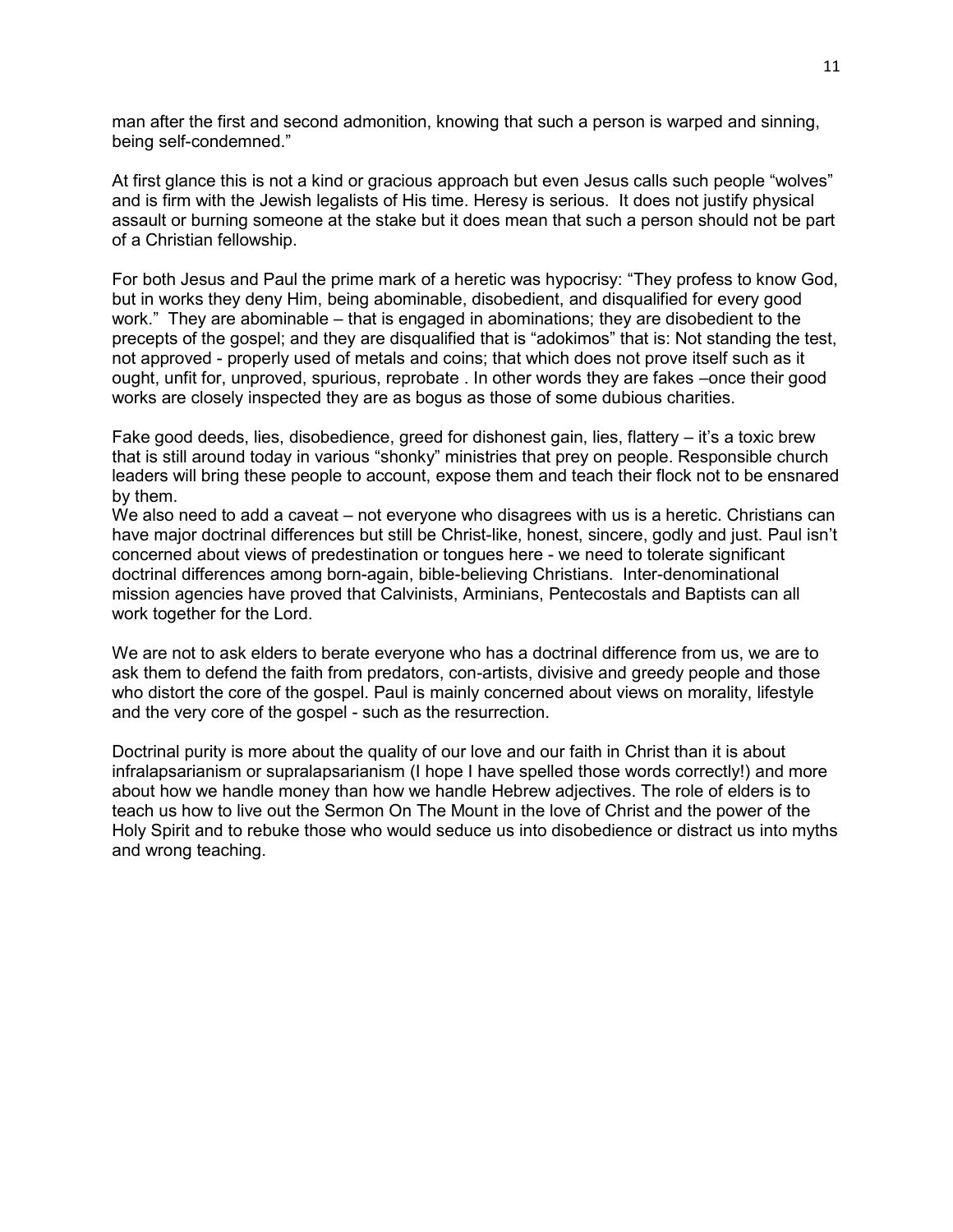man after the first and second admonition, knowing that such a person is warped and sinning, being self-condemned."

At first glance this is not a kind or gracious approach but even Jesus calls such people "wolves" and is firm with the Jewish legalists of His time. Heresy is serious. It does not justify physical assault or burning someone at the stake but it does mean that such a person should not be part of a Christian fellowship.

For both Jesus and Paul the prime mark of a heretic was hypocrisy: "They profess to know God, but in works they deny Him, being abominable, disobedient, and disqualified for every good work." They are abominable – that is engaged in abominations; they are disobedient to the precepts of the gospel; and they are disqualified that is "adokimos" that is: Not standing the test, not approved - properly used of metals and coins; that which does not prove itself such as it ought, unfit for, unproved, spurious, reprobate . In other words they are fakes –once their good works are closely inspected they are as bogus as those of some dubious charities.

Fake good deeds, lies, disobedience, greed for dishonest gain, lies, flattery – it's a toxic brew that is still around today in various "shonky" ministries that prey on people. Responsible church leaders will bring these people to account, expose them and teach their flock not to be ensnared by them.

We also need to add a caveat – not everyone who disagrees with us is a heretic. Christians can have major doctrinal differences but still be Christ-like, honest, sincere, godly and just. Paul isn't concerned about views of predestination or tongues here - we need to tolerate significant doctrinal differences among born-again, bible-believing Christians. Inter-denominational mission agencies have proved that Calvinists, Arminians, Pentecostals and Baptists can all work together for the Lord.

We are not to ask elders to berate everyone who has a doctrinal difference from us, we are to ask them to defend the faith from predators, con-artists, divisive and greedy people and those who distort the core of the gospel. Paul is mainly concerned about views on morality, lifestyle and the very core of the gospel - such as the resurrection.

Doctrinal purity is more about the quality of our love and our faith in Christ than it is about infralapsarianism or supralapsarianism (I hope I have spelled those words correctly!) and more about how we handle money than how we handle Hebrew adjectives. The role of elders is to teach us how to live out the Sermon On The Mount in the love of Christ and the power of the Holy Spirit and to rebuke those who would seduce us into disobedience or distract us into myths and wrong teaching.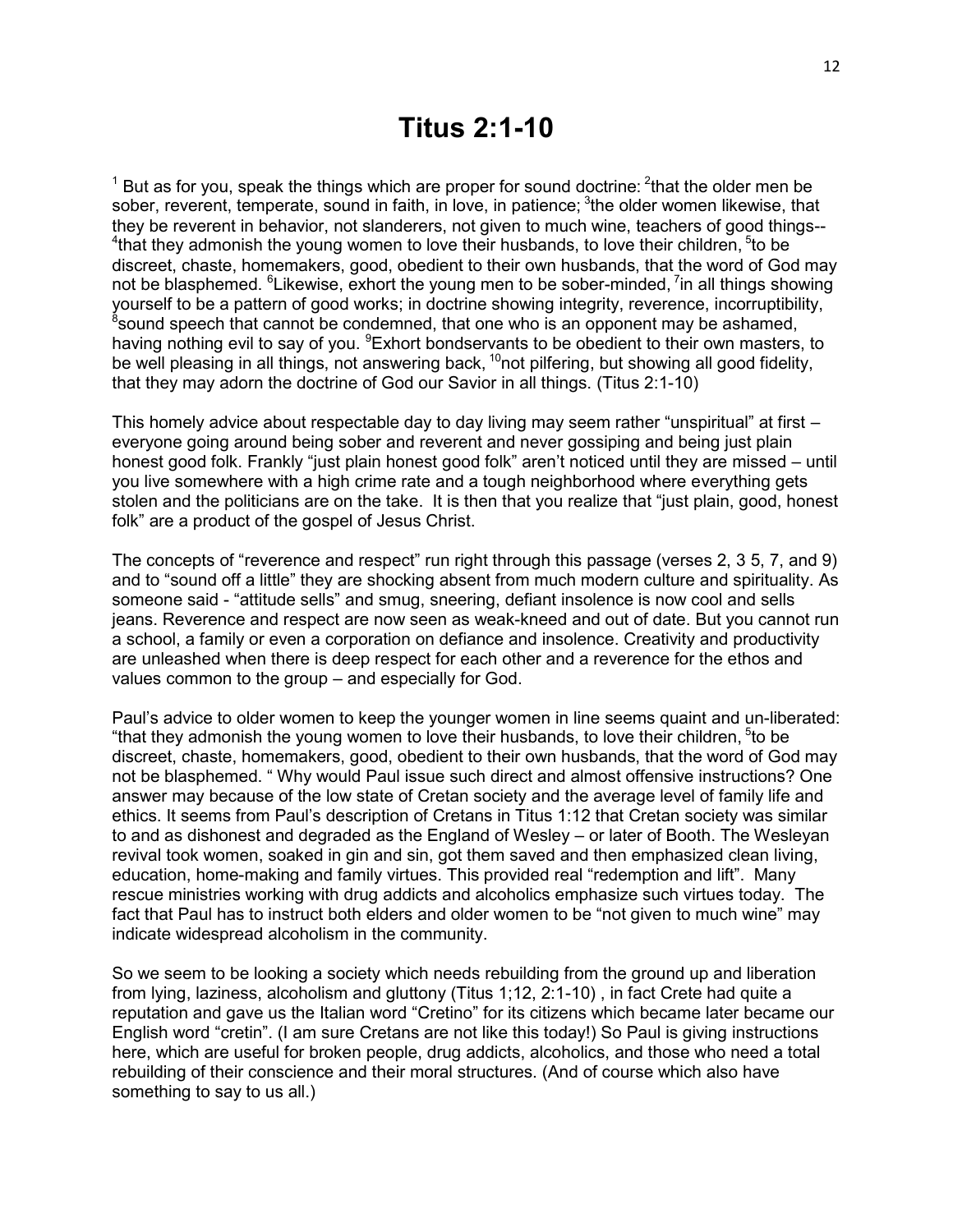# Titus 2:1-10

[1] But as for you, speak the things which are proper for sound doctrine: [2]that the older men be sober, reverent, temperate, sound in faith, in love, in patience; [3]the older women likewise, that they be reverent in behavior, not slanderers, not given to much wine, teachers of good things-- [4]that they admonish the young women to love their husbands, to love their children, [5]to be discreet, chaste, homemakers, good, obedient to their own husbands, that the word of God may not be blasphemed. [6]Likewise, exhort the young men to be sober-minded, [7]in all things showing yourself to be a pattern of good works; in doctrine showing integrity, reverence, incorruptibility, [8]sound speech that cannot be condemned, that one who is an opponent may be ashamed, having nothing evil to say of you. [9]Exhort bondservants to be obedient to their own masters, to be well pleasing in all things, not answering back, [10]not pilfering, but showing all good fidelity, that they may adorn the doctrine of God our Savior in all things. (Titus 2:1-10)

This homely advice about respectable day to day living may seem rather "unspiritual" at first – everyone going around being sober and reverent and never gossiping and being just plain honest good folk. Frankly "just plain honest good folk" aren't noticed until they are missed – until you live somewhere with a high crime rate and a tough neighborhood where everything gets stolen and the politicians are on the take. It is then that you realize that "just plain, good, honest folk" are a product of the gospel of Jesus Christ.

The concepts of "reverence and respect" run right through this passage (verses 2, 3 5, 7, and 9) and to "sound off a little" they are shocking absent from much modern culture and spirituality. As someone said - "attitude sells" and smug, sneering, defiant insolence is now cool and sells jeans. Reverence and respect are now seen as weak-kneed and out of date. But you cannot run a school, a family or even a corporation on defiance and insolence. Creativity and productivity are unleashed when there is deep respect for each other and a reverence for the ethos and values common to the group – and especially for God.

Paul's advice to older women to keep the younger women in line seems quaint and un-liberated: "that they admonish the young women to love their husbands, to love their children, [5]to be discreet, chaste, homemakers, good, obedient to their own husbands, that the word of God may not be blasphemed. " Why would Paul issue such direct and almost offensive instructions? One answer may because of the low state of Cretan society and the average level of family life and ethics. It seems from Paul's description of Cretans in Titus 1:12 that Cretan society was similar to and as dishonest and degraded as the England of Wesley – or later of Booth. The Wesleyan revival took women, soaked in gin and sin, got them saved and then emphasized clean living, education, home-making and family virtues. This provided real "redemption and lift". Many rescue ministries working with drug addicts and alcoholics emphasize such virtues today. The fact that Paul has to instruct both elders and older women to be "not given to much wine" may indicate widespread alcoholism in the community.

So we seem to be looking a society which needs rebuilding from the ground up and liberation from lying, laziness, alcoholism and gluttony (Titus 1;12, 2:1-10) , in fact Crete had quite a reputation and gave us the Italian word "Cretino" for its citizens which became later became our English word "cretin". (I am sure Cretans are not like this today!) So Paul is giving instructions here, which are useful for broken people, drug addicts, alcoholics, and those who need a total rebuilding of their conscience and their moral structures. (And of course which also have something to say to us all.)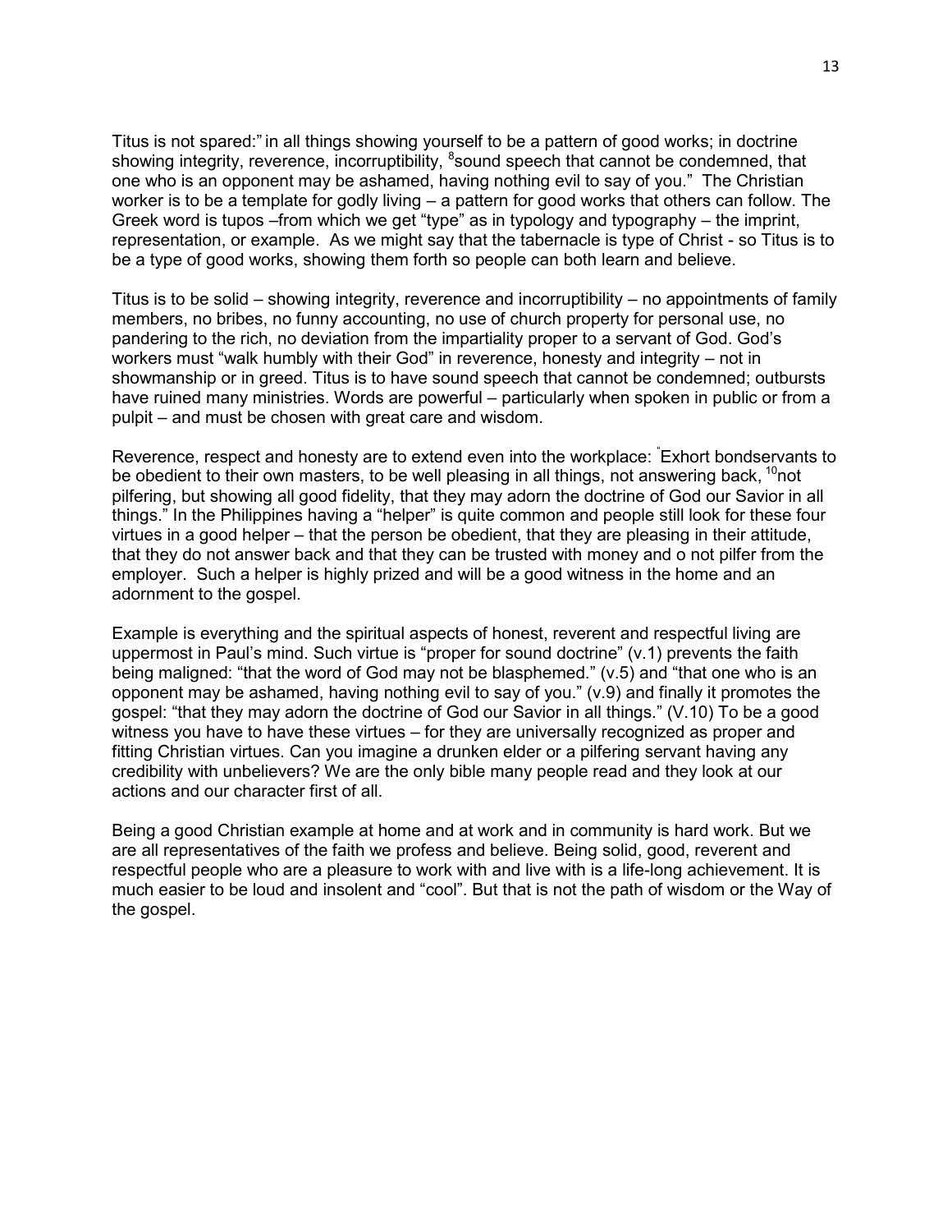Titus is not spared:" in all things showing yourself to be a pattern of good works; in doctrine showing integrity, reverence, incorruptibility, [8]sound speech that cannot be condemned, that one who is an opponent may be ashamed, having nothing evil to say of you." The Christian worker is to be a template for godly living – a pattern for good works that others can follow. The Greek word is tupos –from which we get "type" as in typology and typography – the imprint, representation, or example. As we might say that the tabernacle is type of Christ - so Titus is to be a type of good works, showing them forth so people can both learn and believe.

Titus is to be solid – showing integrity, reverence and incorruptibility – no appointments of family members, no bribes, no funny accounting, no use of church property for personal use, no pandering to the rich, no deviation from the impartiality proper to a servant of God. God's workers must "walk humbly with their God" in reverence, honesty and integrity – not in showmanship or in greed. Titus is to have sound speech that cannot be condemned; outbursts have ruined many ministries. Words are powerful – particularly when spoken in public or from a pulpit – and must be chosen with great care and wisdom.

Reverence, respect and honesty are to extend even into the workplace: [9]Exhort bondservants to be obedient to their own masters, to be well pleasing in all things, not answering back, [10]not pilfering, but showing all good fidelity, that they may adorn the doctrine of God our Savior in all things." In the Philippines having a "helper" is quite common and people still look for these four virtues in a good helper – that the person be obedient, that they are pleasing in their attitude, that they do not answer back and that they can be trusted with money and o not pilfer from the employer. Such a helper is highly prized and will be a good witness in the home and an adornment to the gospel.

Example is everything and the spiritual aspects of honest, reverent and respectful living are uppermost in Paul's mind. Such virtue is "proper for sound doctrine" (v.1) prevents the faith being maligned: "that the word of God may not be blasphemed." (v.5) and "that one who is an opponent may be ashamed, having nothing evil to say of you." (v.9) and finally it promotes the gospel: "that they may adorn the doctrine of God our Savior in all things." (V.10) To be a good witness you have to have these virtues – for they are universally recognized as proper and fitting Christian virtues. Can you imagine a drunken elder or a pilfering servant having any credibility with unbelievers? We are the only bible many people read and they look at our actions and our character first of all.

Being a good Christian example at home and at work and in community is hard work. But we are all representatives of the faith we profess and believe. Being solid, good, reverent and respectful people who are a pleasure to work with and live with is a life-long achievement. It is much easier to be loud and insolent and "cool". But that is not the path of wisdom or the Way of the gospel.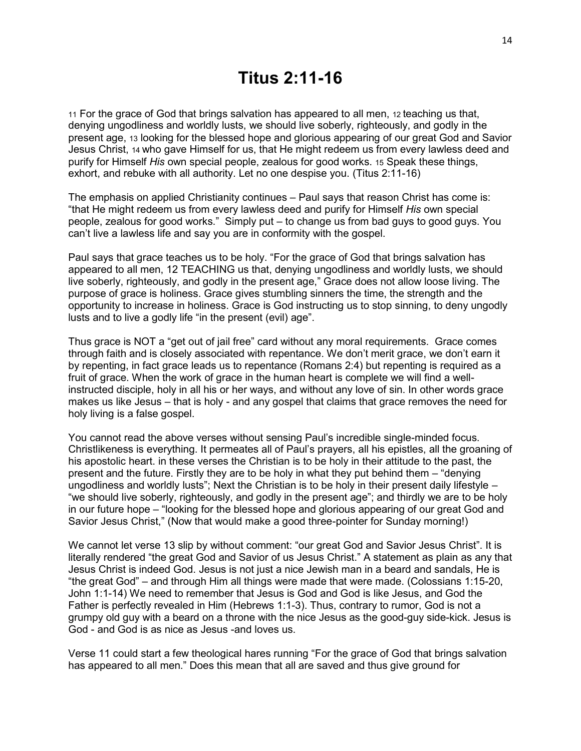# Titus 2:11-16

11 For the grace of God that brings salvation has appeared to all men, 12 teaching us that, denying ungodliness and worldly lusts, we should live soberly, righteously, and godly in the present age, 13 looking for the blessed hope and glorious appearing of our great God and Savior Jesus Christ, 14 who gave Himself for us, that He might redeem us from every lawless deed and purify for Himself *His* own special people, zealous for good works. 15 Speak these things, exhort, and rebuke with all authority. Let no one despise you. (Titus 2:11-16)

The emphasis on applied Christianity continues – Paul says that reason Christ has come is: "that He might redeem us from every lawless deed and purify for Himself *His* own special people, zealous for good works." Simply put – to change us from bad guys to good guys. You can't live a lawless life and say you are in conformity with the gospel.

Paul says that grace teaches us to be holy. "For the grace of God that brings salvation has appeared to all men, 12 TEACHING us that, denying ungodliness and worldly lusts, we should live soberly, righteously, and godly in the present age," Grace does not allow loose living. The purpose of grace is holiness. Grace gives stumbling sinners the time, the strength and the opportunity to increase in holiness. Grace is God instructing us to stop sinning, to deny ungodly lusts and to live a godly life "in the present (evil) age".

Thus grace is NOT a "get out of jail free" card without any moral requirements. Grace comes through faith and is closely associated with repentance. We don't merit grace, we don't earn it by repenting, in fact grace leads us to repentance (Romans 2:4) but repenting is required as a fruit of grace. When the work of grace in the human heart is complete we will find a well-instructed disciple, holy in all his or her ways, and without any love of sin. In other words grace makes us like Jesus – that is holy - and any gospel that claims that grace removes the need for holy living is a false gospel.

You cannot read the above verses without sensing Paul's incredible single-minded focus. Christlikeness is everything. It permeates all of Paul's prayers, all his epistles, all the groaning of his apostolic heart. in these verses the Christian is to be holy in their attitude to the past, the present and the future. Firstly they are to be holy in what they put behind them – "denying ungodliness and worldly lusts"; Next the Christian is to be holy in their present daily lifestyle – "we should live soberly, righteously, and godly in the present age"; and thirdly we are to be holy in our future hope – "looking for the blessed hope and glorious appearing of our great God and Savior Jesus Christ," (Now that would make a good three-pointer for Sunday morning!)

We cannot let verse 13 slip by without comment: "our great God and Savior Jesus Christ". It is literally rendered "the great God and Savior of us Jesus Christ." A statement as plain as any that Jesus Christ is indeed God. Jesus is not just a nice Jewish man in a beard and sandals, He is "the great God" – and through Him all things were made that were made. (Colossians 1:15-20, John 1:1-14) We need to remember that Jesus is God and God is like Jesus, and God the Father is perfectly revealed in Him (Hebrews 1:1-3). Thus, contrary to rumor, God is not a grumpy old guy with a beard on a throne with the nice Jesus as the good-guy side-kick. Jesus is God - and God is as nice as Jesus -and loves us.

Verse 11 could start a few theological hares running "For the grace of God that brings salvation has appeared to all men." Does this mean that all are saved and thus give ground for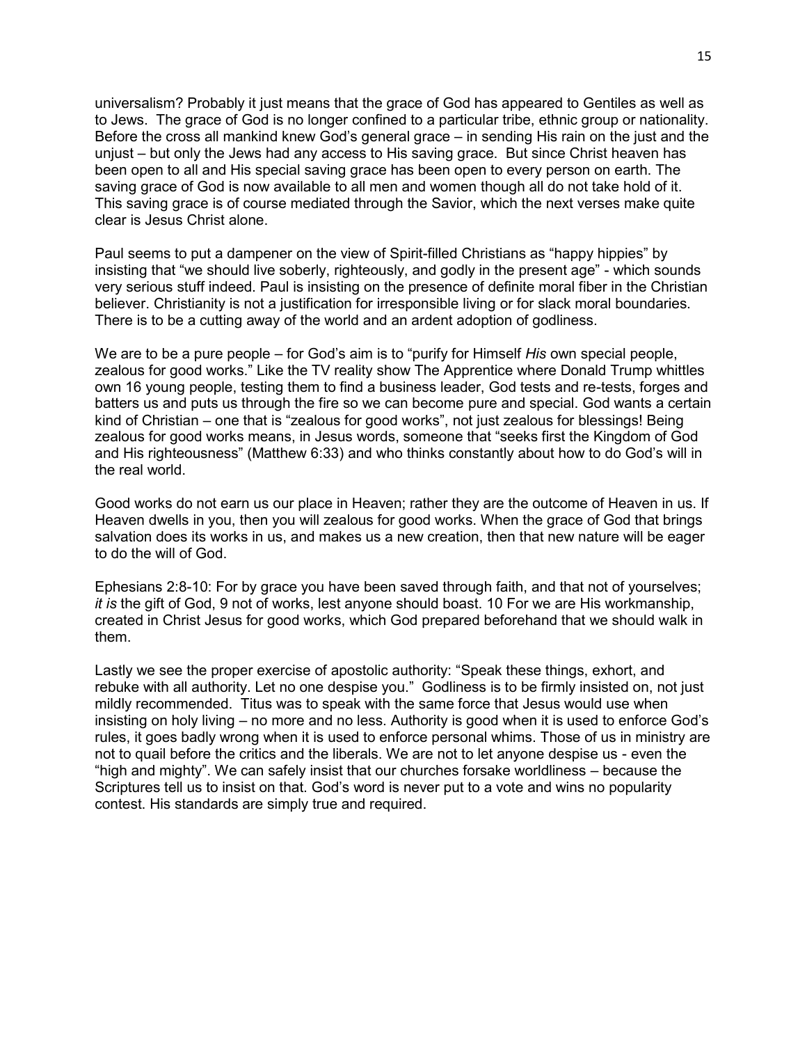universalism? Probably it just means that the grace of God has appeared to Gentiles as well as to Jews. The grace of God is no longer confined to a particular tribe, ethnic group or nationality. Before the cross all mankind knew God's general grace – in sending His rain on the just and the unjust – but only the Jews had any access to His saving grace. But since Christ heaven has been open to all and His special saving grace has been open to every person on earth. The saving grace of God is now available to all men and women though all do not take hold of it. This saving grace is of course mediated through the Savior, which the next verses make quite clear is Jesus Christ alone.

Paul seems to put a dampener on the view of Spirit-filled Christians as "happy hippies" by insisting that "we should live soberly, righteously, and godly in the present age" - which sounds very serious stuff indeed. Paul is insisting on the presence of definite moral fiber in the Christian believer. Christianity is not a justification for irresponsible living or for slack moral boundaries. There is to be a cutting away of the world and an ardent adoption of godliness.

We are to be a pure people – for God's aim is to "purify for Himself *His* own special people, zealous for good works." Like the TV reality show The Apprentice where Donald Trump whittles own 16 young people, testing them to find a business leader, God tests and re-tests, forges and batters us and puts us through the fire so we can become pure and special. God wants a certain kind of Christian – one that is "zealous for good works", not just zealous for blessings! Being zealous for good works means, in Jesus words, someone that "seeks first the Kingdom of God and His righteousness" (Matthew 6:33) and who thinks constantly about how to do God's will in the real world.

Good works do not earn us our place in Heaven; rather they are the outcome of Heaven in us. If Heaven dwells in you, then you will zealous for good works. When the grace of God that brings salvation does its works in us, and makes us a new creation, then that new nature will be eager to do the will of God.

Ephesians 2:8-10: For by grace you have been saved through faith, and that not of yourselves; *it is* the gift of God, 9 not of works, lest anyone should boast. 10 For we are His workmanship, created in Christ Jesus for good works, which God prepared beforehand that we should walk in them.

Lastly we see the proper exercise of apostolic authority: "Speak these things, exhort, and rebuke with all authority. Let no one despise you." Godliness is to be firmly insisted on, not just mildly recommended. Titus was to speak with the same force that Jesus would use when insisting on holy living – no more and no less. Authority is good when it is used to enforce God's rules, it goes badly wrong when it is used to enforce personal whims. Those of us in ministry are not to quail before the critics and the liberals. We are not to let anyone despise us - even the "high and mighty". We can safely insist that our churches forsake worldliness – because the Scriptures tell us to insist on that. God's word is never put to a vote and wins no popularity contest. His standards are simply true and required.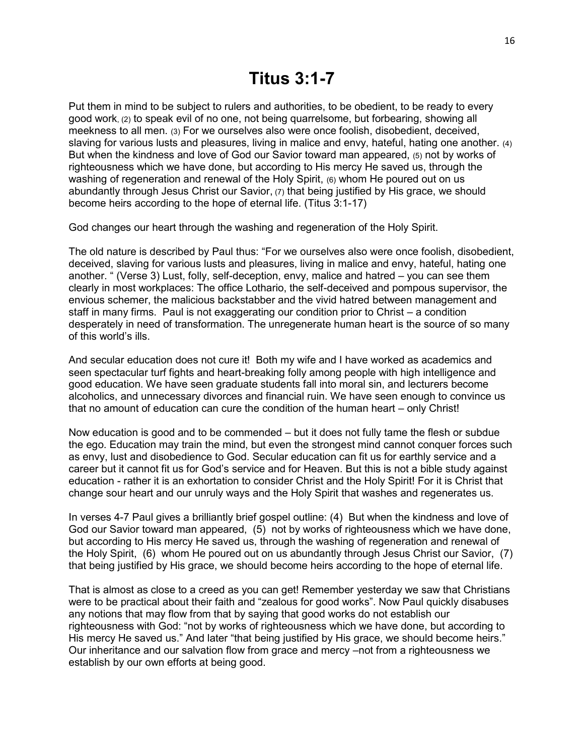# Titus 3:1-7

Put them in mind to be subject to rulers and authorities, to be obedient, to be ready to every good work, (2) to speak evil of no one, not being quarrelsome, but forbearing, showing all meekness to all men. (3) For we ourselves also were once foolish, disobedient, deceived, slaving for various lusts and pleasures, living in malice and envy, hateful, hating one another. (4) But when the kindness and love of God our Savior toward man appeared, (5) not by works of righteousness which we have done, but according to His mercy He saved us, through the washing of regeneration and renewal of the Holy Spirit, (6) whom He poured out on us abundantly through Jesus Christ our Savior, (7) that being justified by His grace, we should become heirs according to the hope of eternal life. (Titus 3:1-17)

God changes our heart through the washing and regeneration of the Holy Spirit.

The old nature is described by Paul thus: "For we ourselves also were once foolish, disobedient, deceived, slaving for various lusts and pleasures, living in malice and envy, hateful, hating one another. " (Verse 3) Lust, folly, self-deception, envy, malice and hatred – you can see them clearly in most workplaces: The office Lothario, the self-deceived and pompous supervisor, the envious schemer, the malicious backstabber and the vivid hatred between management and staff in many firms. Paul is not exaggerating our condition prior to Christ – a condition desperately in need of transformation. The unregenerate human heart is the source of so many of this world's ills.

And secular education does not cure it! Both my wife and I have worked as academics and seen spectacular turf fights and heart-breaking folly among people with high intelligence and good education. We have seen graduate students fall into moral sin, and lecturers become alcoholics, and unnecessary divorces and financial ruin. We have seen enough to convince us that no amount of education can cure the condition of the human heart – only Christ!

Now education is good and to be commended – but it does not fully tame the flesh or subdue the ego. Education may train the mind, but even the strongest mind cannot conquer forces such as envy, lust and disobedience to God. Secular education can fit us for earthly service and a career but it cannot fit us for God's service and for Heaven. But this is not a bible study against education - rather it is an exhortation to consider Christ and the Holy Spirit! For it is Christ that change sour heart and our unruly ways and the Holy Spirit that washes and regenerates us.

In verses 4-7 Paul gives a brilliantly brief gospel outline: (4) But when the kindness and love of God our Savior toward man appeared, (5) not by works of righteousness which we have done, but according to His mercy He saved us, through the washing of regeneration and renewal of the Holy Spirit, (6) whom He poured out on us abundantly through Jesus Christ our Savior, (7) that being justified by His grace, we should become heirs according to the hope of eternal life.

That is almost as close to a creed as you can get! Remember yesterday we saw that Christians were to be practical about their faith and "zealous for good works". Now Paul quickly disabuses any notions that may flow from that by saying that good works do not establish our righteousness with God: "not by works of righteousness which we have done, but according to His mercy He saved us." And later "that being justified by His grace, we should become heirs." Our inheritance and our salvation flow from grace and mercy –not from a righteousness we establish by our own efforts at being good.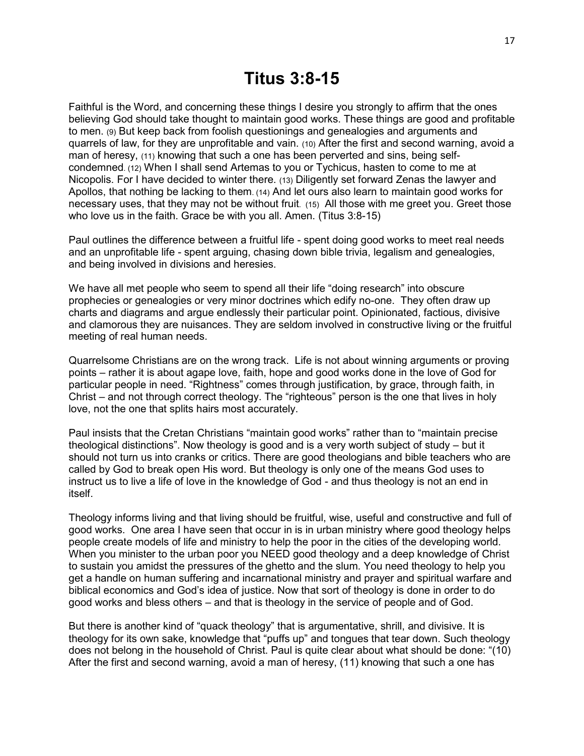# Titus 3:8-15

Faithful is the Word, and concerning these things I desire you strongly to affirm that the ones believing God should take thought to maintain good works. These things are good and profitable to men. (9) But keep back from foolish questionings and genealogies and arguments and quarrels of law, for they are unprofitable and vain. (10) After the first and second warning, avoid a man of heresy, (11) knowing that such a one has been perverted and sins, being self-condemned. (12) When I shall send Artemas to you or Tychicus, hasten to come to me at Nicopolis. For I have decided to winter there. (13) Diligently set forward Zenas the lawyer and Apollos, that nothing be lacking to them. (14) And let ours also learn to maintain good works for necessary uses, that they may not be without fruit. (15) All those with me greet you. Greet those who love us in the faith. Grace be with you all. Amen. (Titus 3:8-15)

Paul outlines the difference between a fruitful life - spent doing good works to meet real needs and an unprofitable life - spent arguing, chasing down bible trivia, legalism and genealogies, and being involved in divisions and heresies.

We have all met people who seem to spend all their life "doing research" into obscure prophecies or genealogies or very minor doctrines which edify no-one. They often draw up charts and diagrams and argue endlessly their particular point. Opinionated, factious, divisive and clamorous they are nuisances. They are seldom involved in constructive living or the fruitful meeting of real human needs.

Quarrelsome Christians are on the wrong track. Life is not about winning arguments or proving points – rather it is about agape love, faith, hope and good works done in the love of God for particular people in need. "Rightness" comes through justification, by grace, through faith, in Christ – and not through correct theology. The "righteous" person is the one that lives in holy love, not the one that splits hairs most accurately.

Paul insists that the Cretan Christians "maintain good works" rather than to "maintain precise theological distinctions". Now theology is good and is a very worth subject of study – but it should not turn us into cranks or critics. There are good theologians and bible teachers who are called by God to break open His word. But theology is only one of the means God uses to instruct us to live a life of love in the knowledge of God - and thus theology is not an end in itself.

Theology informs living and that living should be fruitful, wise, useful and constructive and full of good works. One area I have seen that occur in is in urban ministry where good theology helps people create models of life and ministry to help the poor in the cities of the developing world. When you minister to the urban poor you NEED good theology and a deep knowledge of Christ to sustain you amidst the pressures of the ghetto and the slum. You need theology to help you get a handle on human suffering and incarnational ministry and prayer and spiritual warfare and biblical economics and God's idea of justice. Now that sort of theology is done in order to do good works and bless others – and that is theology in the service of people and of God.

But there is another kind of "quack theology" that is argumentative, shrill, and divisive. It is theology for its own sake, knowledge that "puffs up" and tongues that tear down. Such theology does not belong in the household of Christ. Paul is quite clear about what should be done: "(10) After the first and second warning, avoid a man of heresy, (11) knowing that such a one has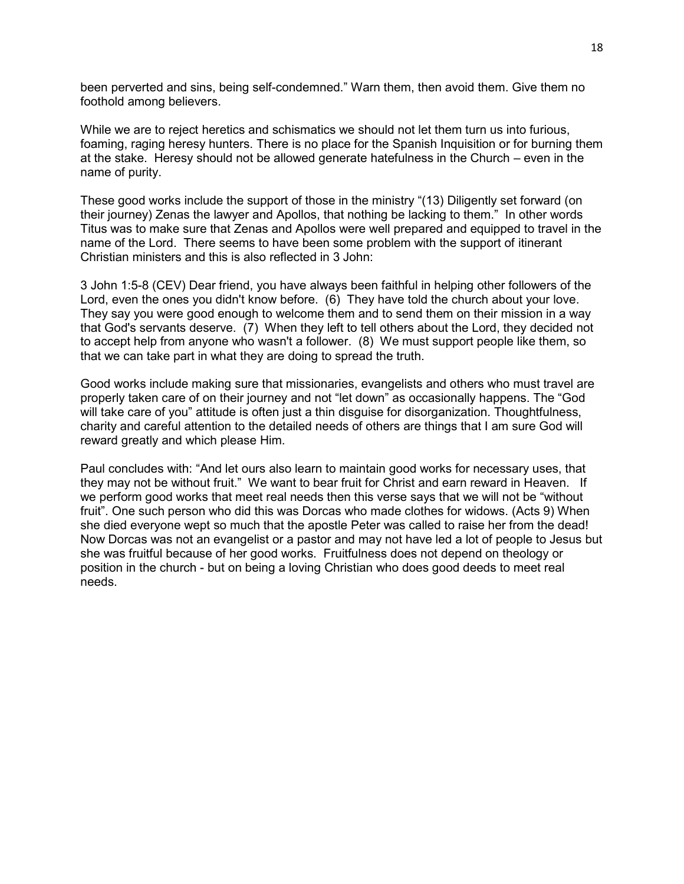been perverted and sins, being self-condemned." Warn them, then avoid them. Give them no foothold among believers.

While we are to reject heretics and schismatics we should not let them turn us into furious, foaming, raging heresy hunters. There is no place for the Spanish Inquisition or for burning them at the stake. Heresy should not be allowed generate hatefulness in the Church – even in the name of purity.

These good works include the support of those in the ministry "(13) Diligently set forward (on their journey) Zenas the lawyer and Apollos, that nothing be lacking to them." In other words Titus was to make sure that Zenas and Apollos were well prepared and equipped to travel in the name of the Lord. There seems to have been some problem with the support of itinerant Christian ministers and this is also reflected in 3 John:

3 John 1:5-8 (CEV) Dear friend, you have always been faithful in helping other followers of the Lord, even the ones you didn't know before. (6) They have told the church about your love. They say you were good enough to welcome them and to send them on their mission in a way that God's servants deserve. (7) When they left to tell others about the Lord, they decided not to accept help from anyone who wasn't a follower. (8) We must support people like them, so that we can take part in what they are doing to spread the truth.

Good works include making sure that missionaries, evangelists and others who must travel are properly taken care of on their journey and not "let down" as occasionally happens. The "God will take care of you" attitude is often just a thin disguise for disorganization. Thoughtfulness, charity and careful attention to the detailed needs of others are things that I am sure God will reward greatly and which please Him.

Paul concludes with: "And let ours also learn to maintain good works for necessary uses, that they may not be without fruit." We want to bear fruit for Christ and earn reward in Heaven. If we perform good works that meet real needs then this verse says that we will not be "without fruit". One such person who did this was Dorcas who made clothes for widows. (Acts 9) When she died everyone wept so much that the apostle Peter was called to raise her from the dead! Now Dorcas was not an evangelist or a pastor and may not have led a lot of people to Jesus but she was fruitful because of her good works. Fruitfulness does not depend on theology or position in the church - but on being a loving Christian who does good deeds to meet real needs.